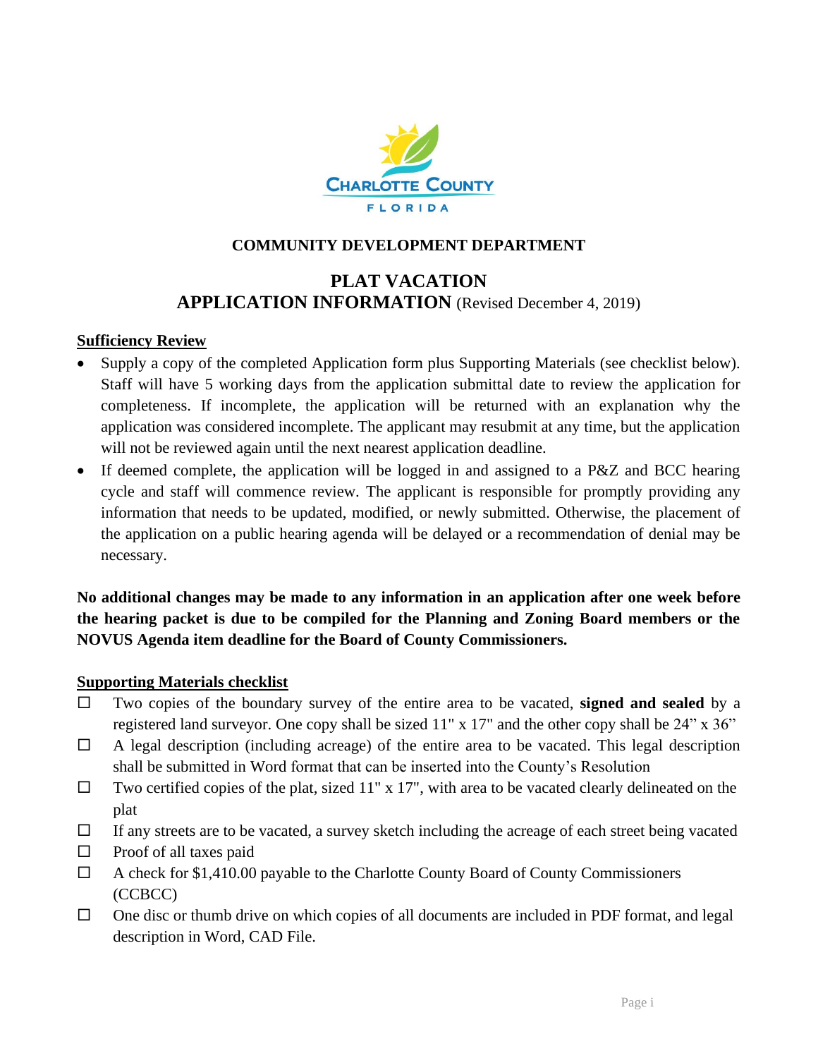**COMMUNITY DEVELOPMENT DEPARTMENT**

# PLAT VACATION
## APPLICATION INFORMATION (Revised December 4, 2019)

**Sufficiency Review**

- Supply a copy of the completed Application form plus Supporting Materials (see checklist below). Staff will have 5 working days from the application submittal date to review the application for completeness. If incomplete, the application will be returned with an explanation why the application was considered incomplete. The applicant may resubmit at any time, but the application will not be reviewed again until the next nearest application deadline.
- If deemed complete, the application will be logged in and assigned to a P&Z and BCC hearing cycle and staff will commence review. The applicant is responsible for promptly providing any information that needs to be updated, modified, or newly submitted. Otherwise, the placement of the application on a public hearing agenda will be delayed or a recommendation of denial may be necessary.

**No additional changes may be made to any information in an application after one week before the hearing packet is due to be compiled for the Planning and Zoning Board members or the NOVUS Agenda item deadline for the Board of County Commissioners.**

**Supporting Materials checklist**

- ☐ Two copies of the boundary survey of the entire area to be vacated, **signed and sealed** by a registered land surveyor. One copy shall be sized 11" x 17" and the other copy shall be 24" x 36"
- ☐ A legal description (including acreage) of the entire area to be vacated. This legal description shall be submitted in Word format that can be inserted into the County's Resolution
- ☐ Two certified copies of the plat, sized 11" x 17", with area to be vacated clearly delineated on the plat
- ☐ If any streets are to be vacated, a survey sketch including the acreage of each street being vacated
- ☐ Proof of all taxes paid
- ☐ A check for $1,410.00 payable to the Charlotte County Board of County Commissioners (CCBCC)
- ☐ One disc or thumb drive on which copies of all documents are included in PDF format, and legal description in Word, CAD File.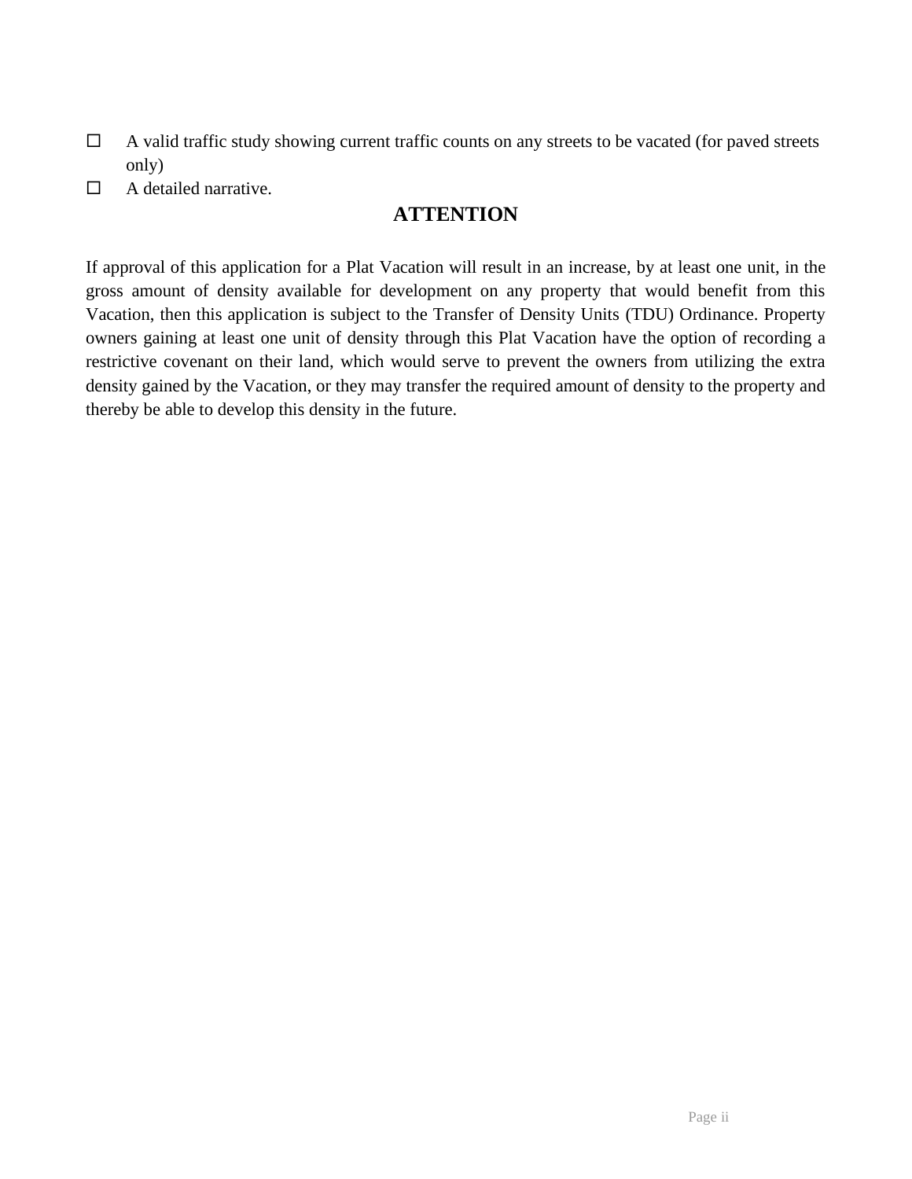- ☐ A valid traffic study showing current traffic counts on any streets to be vacated (for paved streets only)
- ☐ A detailed narrative.

## ATTENTION

If approval of this application for a Plat Vacation will result in an increase, by at least one unit, in the gross amount of density available for development on any property that would benefit from this Vacation, then this application is subject to the Transfer of Density Units (TDU) Ordinance. Property owners gaining at least one unit of density through this Plat Vacation have the option of recording a restrictive covenant on their land, which would serve to prevent the owners from utilizing the extra density gained by the Vacation, or they may transfer the required amount of density to the property and thereby be able to develop this density in the future.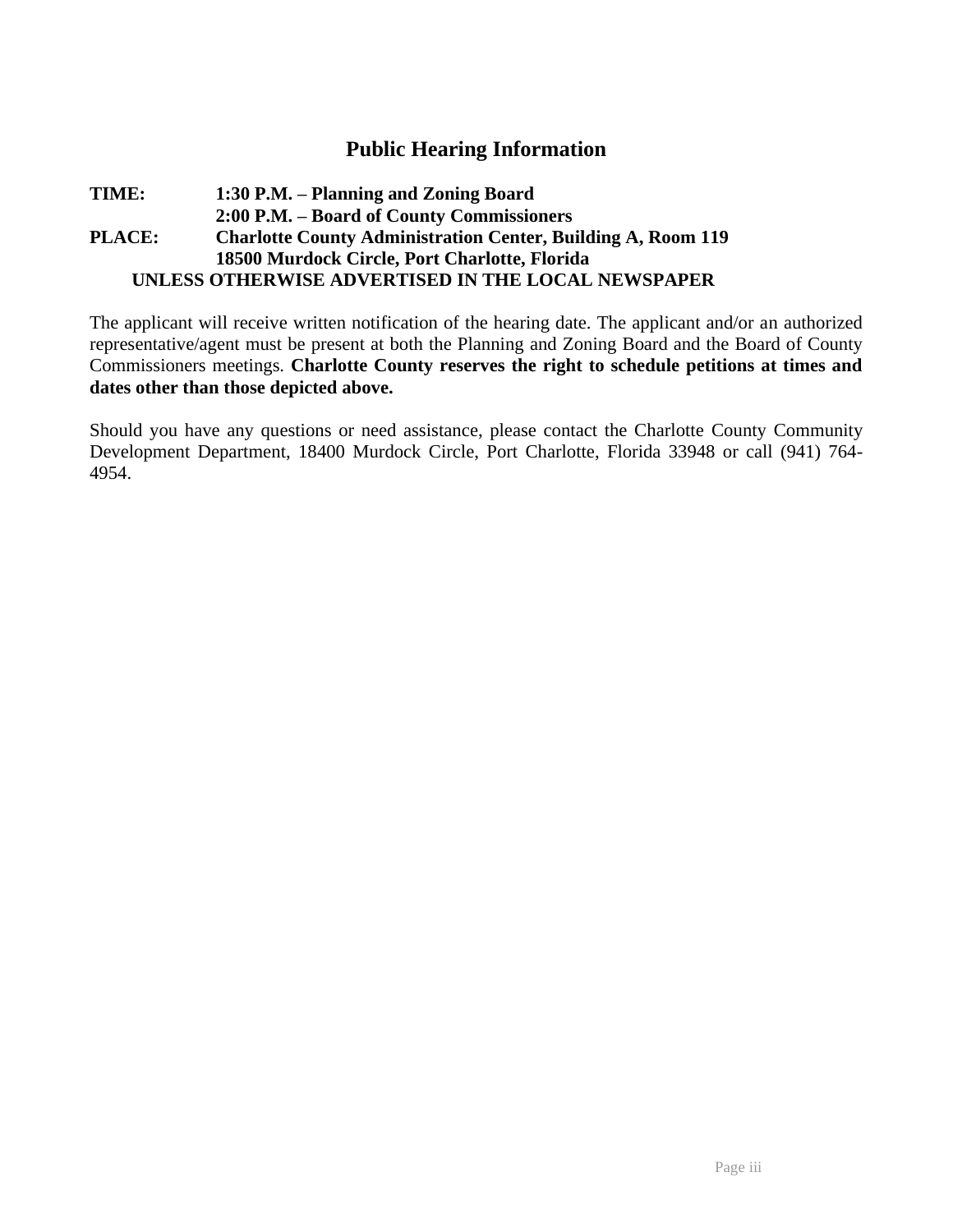## Public Hearing Information

**TIME:** **1:30 P.M. – Planning and Zoning Board**
**2:00 P.M. – Board of County Commissioners**
**PLACE:** **Charlotte County Administration Center, Building A, Room 119**
**18500 Murdock Circle, Port Charlotte, Florida**
**UNLESS OTHERWISE ADVERTISED IN THE LOCAL NEWSPAPER**

The applicant will receive written notification of the hearing date. The applicant and/or an authorized representative/agent must be present at both the Planning and Zoning Board and the Board of County Commissioners meetings. **Charlotte County reserves the right to schedule petitions at times and dates other than those depicted above.**

Should you have any questions or need assistance, please contact the Charlotte County Community Development Department, 18400 Murdock Circle, Port Charlotte, Florida 33948 or call (941) 764-4954.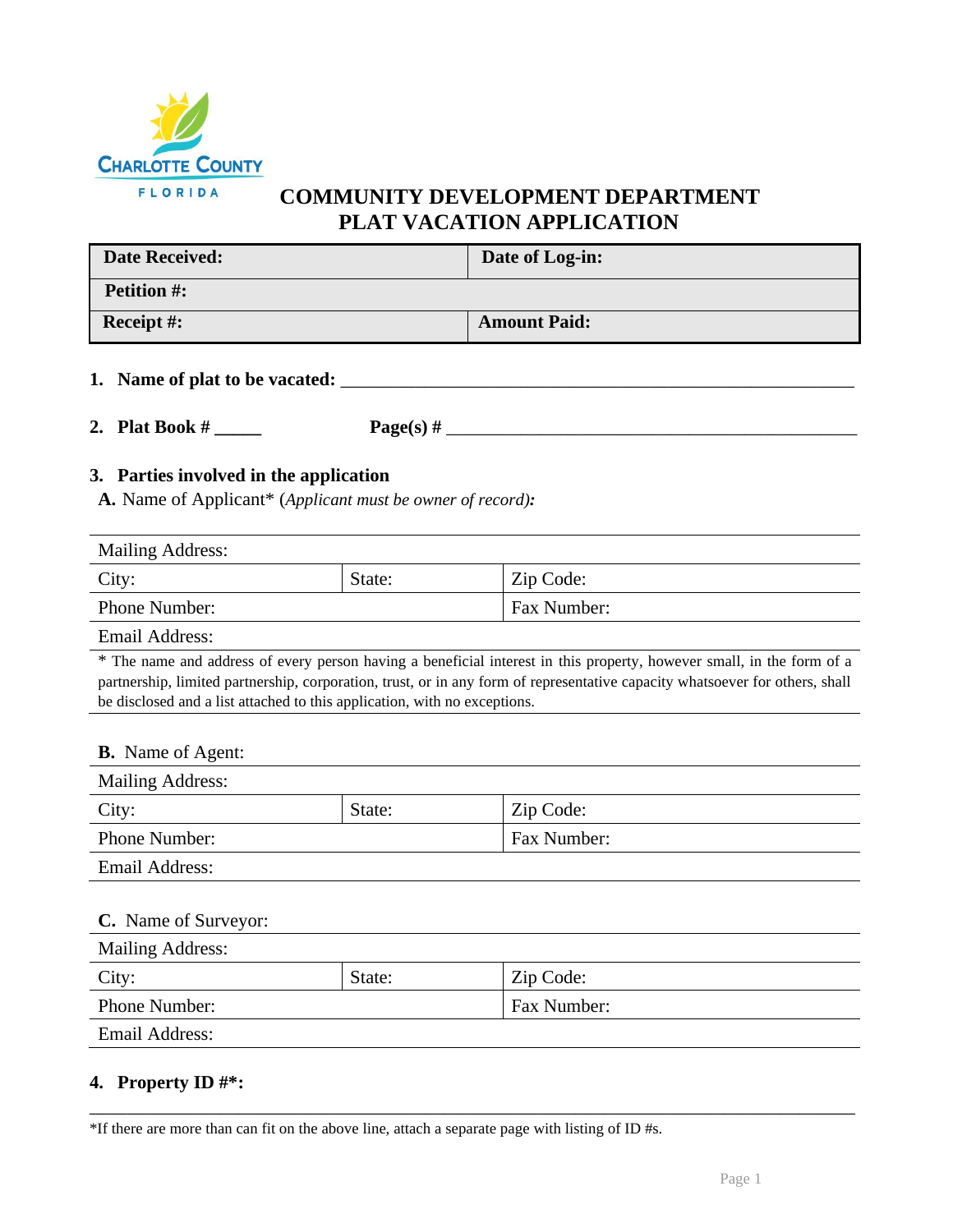CHARLOTTE COUNTY
FLORIDA

# COMMUNITY DEVELOPMENT DEPARTMENT
# PLAT VACATION APPLICATION

| **Date Received:** | **Date of Log-in:** |
|---|---|
| **Petition #:** | |
| **Receipt #:** | **Amount Paid:** |

1. **Name of plat to be vacated:** ___________________________________________________________

2. **Plat Book #** _____ **Page(s) #** _____________________________________________

3. **Parties involved in the application**

   **A.** Name of Applicant* (*Applicant must be owner of record):*

| Mailing Address: | | |
|---|---|---|
| City: | State: | Zip Code: |
| Phone Number: | | Fax Number: |
| Email Address: | | |

\* The name and address of every person having a beneficial interest in this property, however small, in the form of a partnership, limited partnership, corporation, trust, or in any form of representative capacity whatsoever for others, shall be disclosed and a list attached to this application, with no exceptions.

**B.** Name of Agent:

| Mailing Address: | | |
|---|---|---|
| City: | State: | Zip Code: |
| Phone Number: | | Fax Number: |
| Email Address: | | |

**C.** Name of Surveyor:

| Mailing Address: | | |
|---|---|---|
| City: | State: | Zip Code: |
| Phone Number: | | Fax Number: |
| Email Address: | | |

4. **Property ID #*:**

___________________________________________________________________________

*If there are more than can fit on the above line, attach a separate page with listing of ID #s.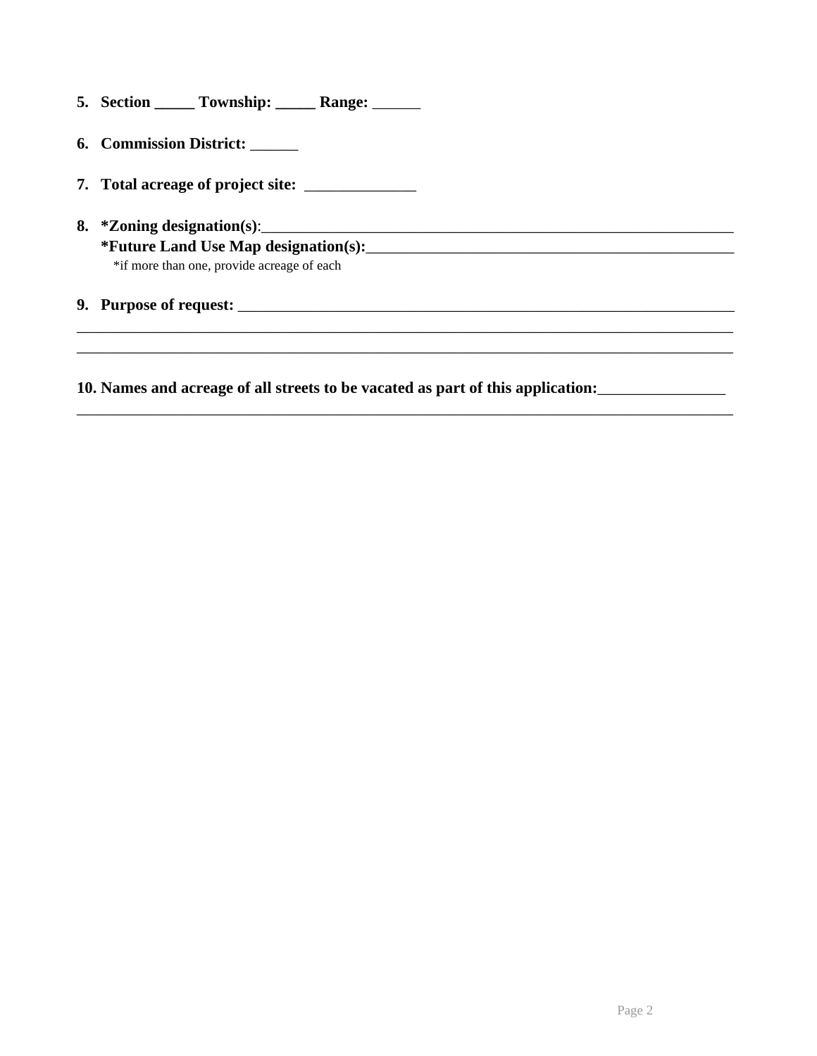5. **Section _____ Township: _____ Range:** ______

6. **Commission District:** ______

7. **Total acreage of project site:** ______________

8. **\*Zoning designation(s)**:_______________________________________________________________
   **\*Future Land Use Map designation(s):**________________________________________________
   \*if more than one, provide acreage of each

9. **Purpose of request:** _________________________________________________________________
_______________________________________________________________________________________
_______________________________________________________________________________________

10. **Names and acreage of all streets to be vacated as part of this application:**________________
_______________________________________________________________________________________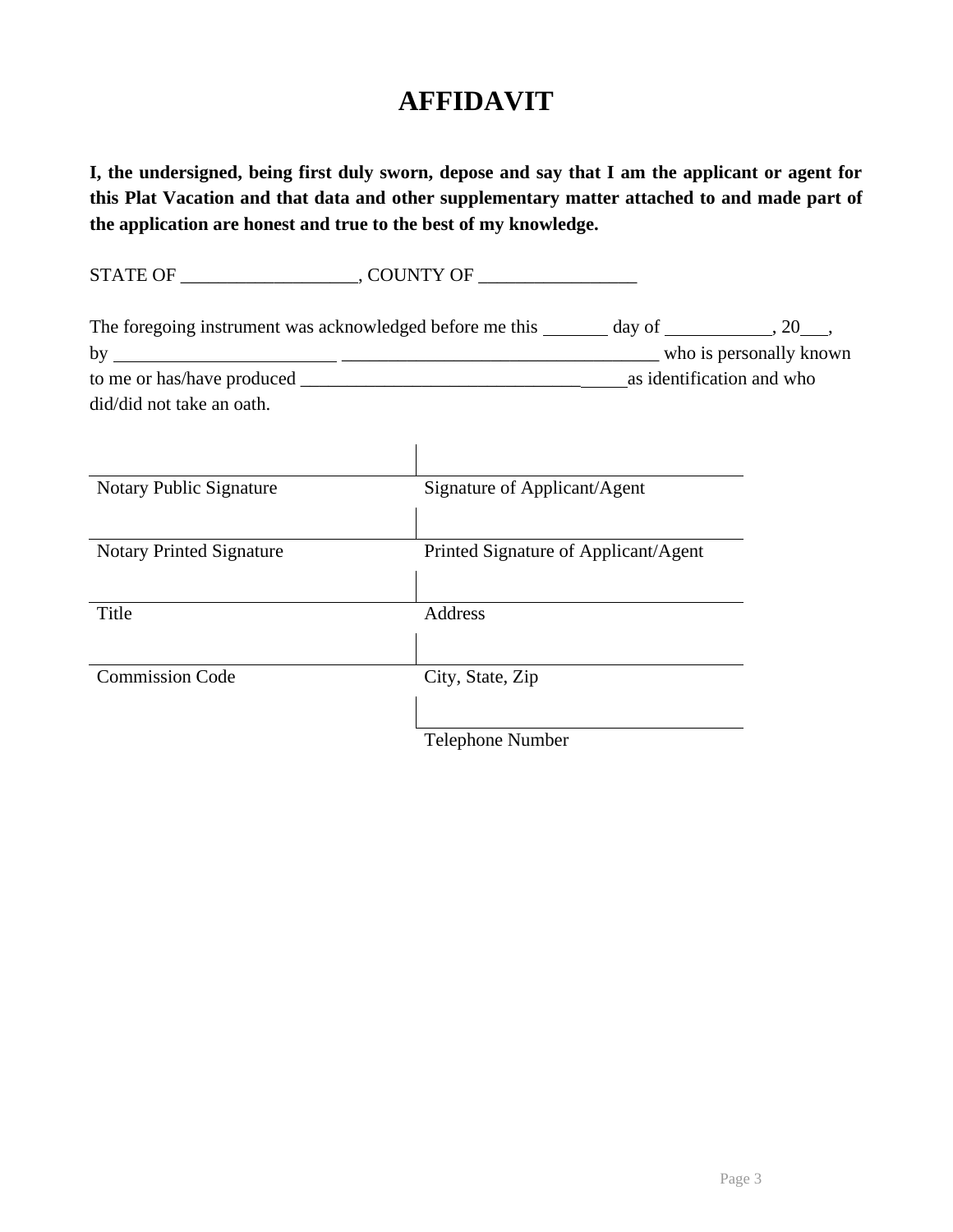# AFFIDAVIT

**I, the undersigned, being first duly sworn, depose and say that I am the applicant or agent for this Plat Vacation and that data and other supplementary matter attached to and made part of the application are honest and true to the best of my knowledge.**

STATE OF ___________________, COUNTY OF _________________

The foregoing instrument was acknowledged before me this _______ day of ___________, 20___, by ________________________ __________________________________ who is personally known to me or has/have produced ___________________________________as identification and who did/did not take an oath.

| | |
|---|---|
| Notary Public Signature | Signature of Applicant/Agent |
| Notary Printed Signature | Printed Signature of Applicant/Agent |
| Title | Address |
| Commission Code | City, State, Zip |
| | Telephone Number |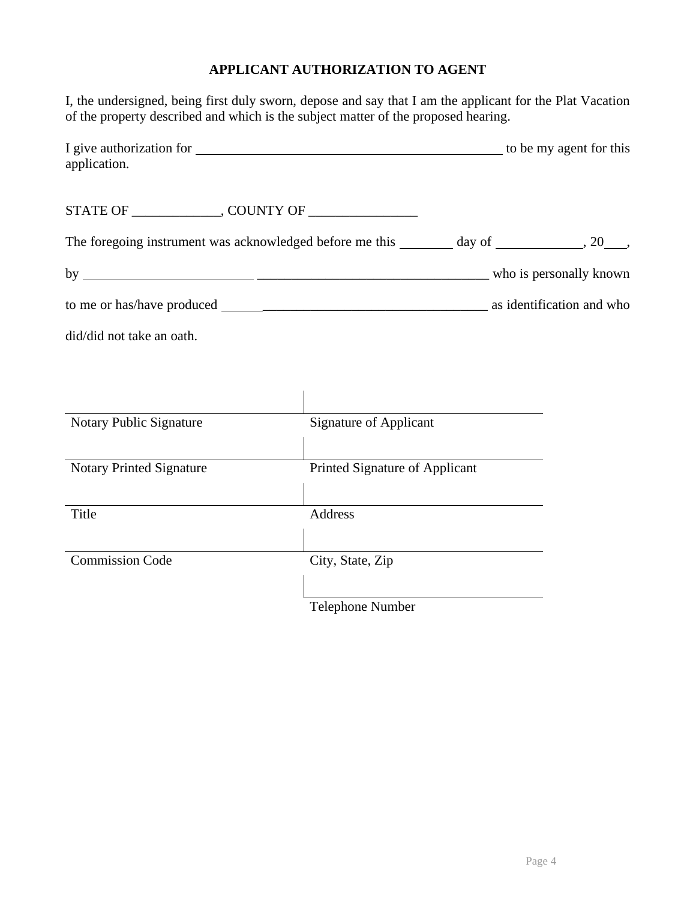## APPLICANT AUTHORIZATION TO AGENT

I, the undersigned, being first duly sworn, depose and say that I am the applicant for the Plat Vacation of the property described and which is the subject matter of the proposed hearing.

I give authorization for ______________________________________________ to be my agent for this application.

STATE OF _____________, COUNTY OF ________________

The foregoing instrument was acknowledged before me this ________ day of _____________, 20___,

by _________________________ __________________________________ who is personally known

to me or has/have produced ______________________________________ as identification and who

did/did not take an oath.

| | |
|---|---|
| Notary Public Signature | Signature of Applicant |
| Notary Printed Signature | Printed Signature of Applicant |
| Title | Address |
| Commission Code | City, State, Zip |
| | Telephone Number |